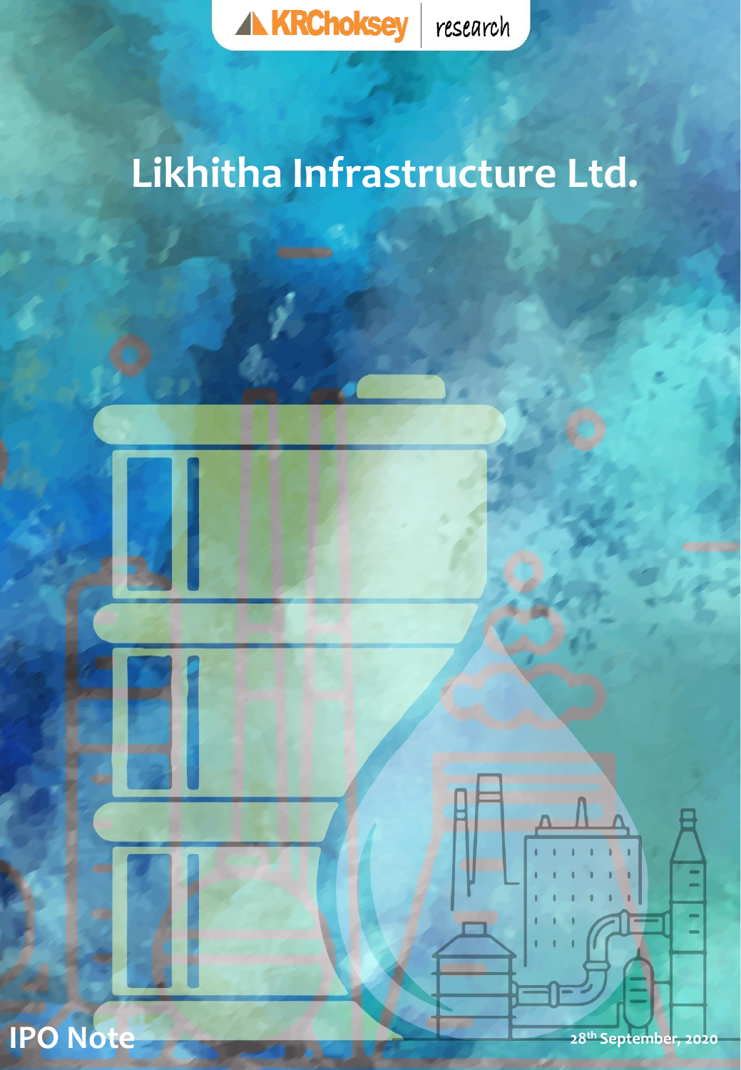KRChoksey research

# Likhitha Infrastructure Ltd.

IPO Note

28th September, 2020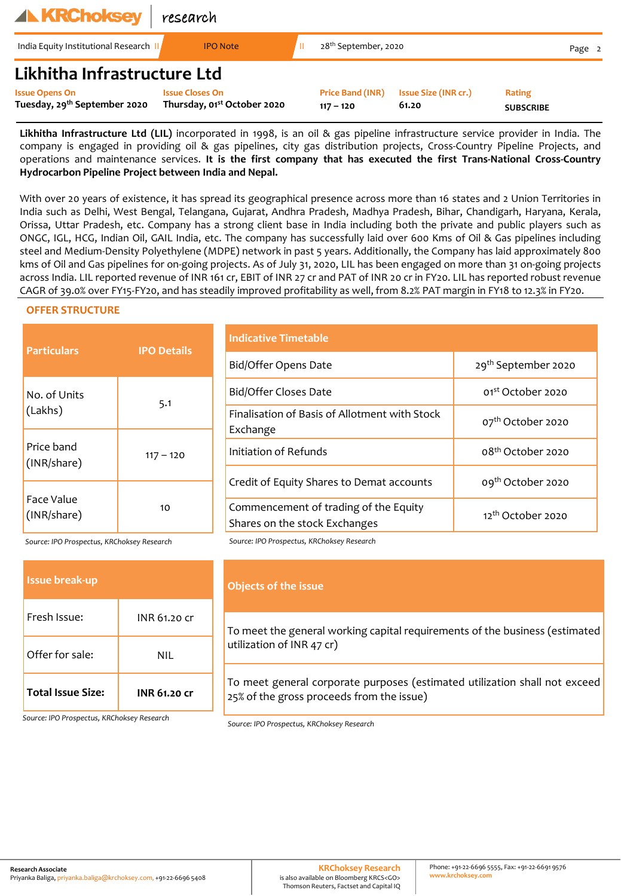# Likhitha Infrastructure Ltd

| Issue Opens On | Issue Closes On | Price Band (INR) | Issue Size (INR cr.) | Rating |
|---|---|---|---|---|
| Tuesday, 29th September 2020 | Thursday, 01st October 2020 | 117 – 120 | 61.20 | SUBSCRIBE |

**Likhitha Infrastructure Ltd (LIL)** incorporated in 1998, is an oil & gas pipeline infrastructure service provider in India. The company is engaged in providing oil & gas pipelines, city gas distribution projects, Cross-Country Pipeline Projects, and operations and maintenance services. **It is the first company that has executed the first Trans-National Cross-Country Hydrocarbon Pipeline Project between India and Nepal.**

With over 20 years of existence, it has spread its geographical presence across more than 16 states and 2 Union Territories in India such as Delhi, West Bengal, Telangana, Gujarat, Andhra Pradesh, Madhya Pradesh, Bihar, Chandigarh, Haryana, Kerala, Orissa, Uttar Pradesh, etc. Company has a strong client base in India including both the private and public players such as ONGC, IGL, HCG, Indian Oil, GAIL India, etc. The company has successfully laid over 600 Kms of Oil & Gas pipelines including steel and Medium-Density Polyethylene (MDPE) network in past 5 years. Additionally, the Company has laid approximately 800 kms of Oil and Gas pipelines for on-going projects. As of July 31, 2020, LIL has been engaged on more than 31 on-going projects across India. LIL reported revenue of INR 161 cr, EBIT of INR 27 cr and PAT of INR 20 cr in FY20. LIL has reported robust revenue CAGR of 39.0% over FY15-FY20, and has steadily improved profitability as well, from 8.2% PAT margin in FY18 to 12.3% in FY20.

## OFFER STRUCTURE

| Particulars | IPO Details |
|---|---|
| No. of Units (Lakhs) | 5.1 |
| Price band (INR/share) | 117 – 120 |
| Face Value (INR/share) | 10 |

*Source: IPO Prospectus, KRChoksey Research*

| Indicative Timetable | |
|---|---|
| Bid/Offer Opens Date | 29th September 2020 |
| Bid/Offer Closes Date | 01st October 2020 |
| Finalisation of Basis of Allotment with Stock Exchange | 07th October 2020 |
| Initiation of Refunds | 08th October 2020 |
| Credit of Equity Shares to Demat accounts | 09th October 2020 |
| Commencement of trading of the Equity Shares on the stock Exchanges | 12th October 2020 |

*Source: IPO Prospectus, KRChoksey Research*

| Issue break-up | |
|---|---|
| Fresh Issue: | INR 61.20 cr |
| Offer for sale: | NIL |
| **Total Issue Size:** | **INR 61.20 cr** |

*Source: IPO Prospectus, KRChoksey Research*

| Objects of the issue |
|---|
| To meet the general working capital requirements of the business (estimated utilization of INR 47 cr) |
| To meet general corporate purposes (estimated utilization shall not exceed 25% of the gross proceeds from the issue) |

*Source: IPO Prospectus, KRChoksey Research*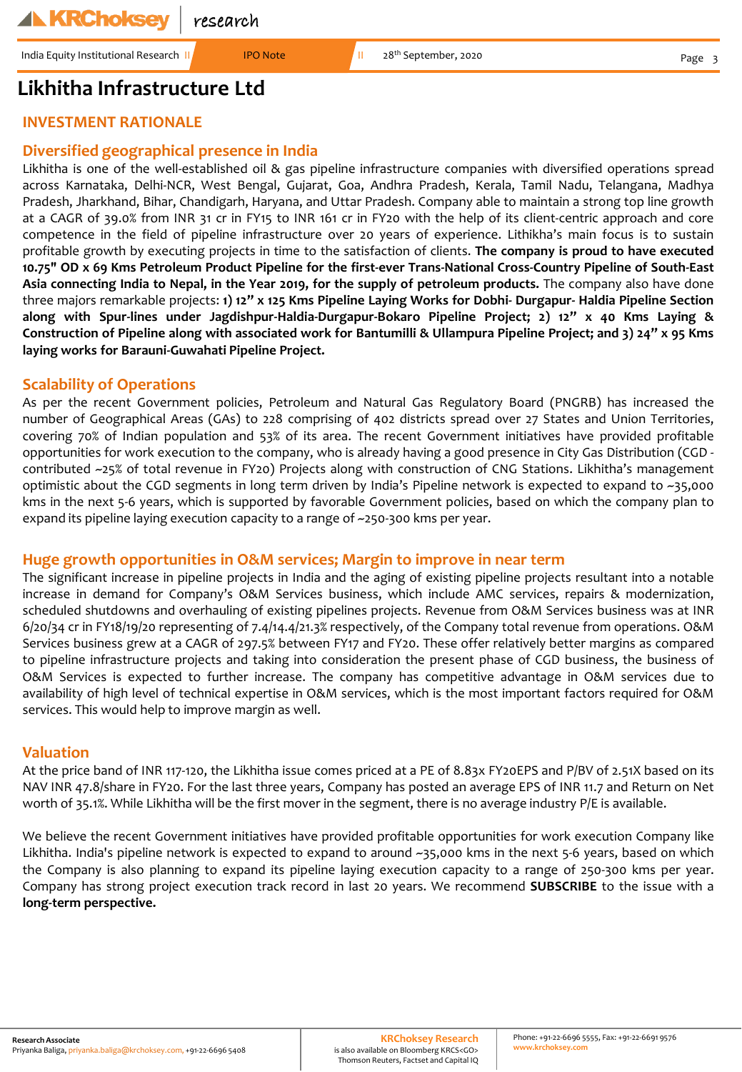# Likhitha Infrastructure Ltd

## INVESTMENT RATIONALE

### Diversified geographical presence in India

Likhitha is one of the well-established oil & gas pipeline infrastructure companies with diversified operations spread across Karnataka, Delhi-NCR, West Bengal, Gujarat, Goa, Andhra Pradesh, Kerala, Tamil Nadu, Telangana, Madhya Pradesh, Jharkhand, Bihar, Chandigarh, Haryana, and Uttar Pradesh. Company able to maintain a strong top line growth at a CAGR of 39.0% from INR 31 cr in FY15 to INR 161 cr in FY20 with the help of its client-centric approach and core competence in the field of pipeline infrastructure over 20 years of experience. Lithikha's main focus is to sustain profitable growth by executing projects in time to the satisfaction of clients. **The company is proud to have executed 10.75" OD x 69 Kms Petroleum Product Pipeline for the first-ever Trans-National Cross-Country Pipeline of South-East Asia connecting India to Nepal, in the Year 2019, for the supply of petroleum products.** The company also have done three majors remarkable projects: **1) 12" x 125 Kms Pipeline Laying Works for Dobhi- Durgapur- Haldia Pipeline Section along with Spur-lines under Jagdishpur-Haldia-Durgapur-Bokaro Pipeline Project; 2) 12" x 40 Kms Laying & Construction of Pipeline along with associated work for Bantumilli & Ullampura Pipeline Project; and 3) 24" x 95 Kms laying works for Barauni-Guwahati Pipeline Project.**

### Scalability of Operations

As per the recent Government policies, Petroleum and Natural Gas Regulatory Board (PNGRB) has increased the number of Geographical Areas (GAs) to 228 comprising of 402 districts spread over 27 States and Union Territories, covering 70% of Indian population and 53% of its area. The recent Government initiatives have provided profitable opportunities for work execution to the company, who is already having a good presence in City Gas Distribution (CGD - contributed ~25% of total revenue in FY20) Projects along with construction of CNG Stations. Likhitha's management optimistic about the CGD segments in long term driven by India's Pipeline network is expected to expand to ~35,000 kms in the next 5-6 years, which is supported by favorable Government policies, based on which the company plan to expand its pipeline laying execution capacity to a range of ~250-300 kms per year.

### Huge growth opportunities in O&M services; Margin to improve in near term

The significant increase in pipeline projects in India and the aging of existing pipeline projects resultant into a notable increase in demand for Company's O&M Services business, which include AMC services, repairs & modernization, scheduled shutdowns and overhauling of existing pipelines projects. Revenue from O&M Services business was at INR 6/20/34 cr in FY18/19/20 representing of 7.4/14.4/21.3% respectively, of the Company total revenue from operations. O&M Services business grew at a CAGR of 297.5% between FY17 and FY20. These offer relatively better margins as compared to pipeline infrastructure projects and taking into consideration the present phase of CGD business, the business of O&M Services is expected to further increase. The company has competitive advantage in O&M services due to availability of high level of technical expertise in O&M services, which is the most important factors required for O&M services. This would help to improve margin as well.

### Valuation

At the price band of INR 117-120, the Likhitha issue comes priced at a PE of 8.83x FY20EPS and P/BV of 2.51X based on its NAV INR 47.8/share in FY20. For the last three years, Company has posted an average EPS of INR 11.7 and Return on Net worth of 35.1%. While Likhitha will be the first mover in the segment, there is no average industry P/E is available.

We believe the recent Government initiatives have provided profitable opportunities for work execution Company like Likhitha. India's pipeline network is expected to expand to around ~35,000 kms in the next 5-6 years, based on which the Company is also planning to expand its pipeline laying execution capacity to a range of 250-300 kms per year. Company has strong project execution track record in last 20 years. We recommend **SUBSCRIBE** to the issue with a **long-term perspective.**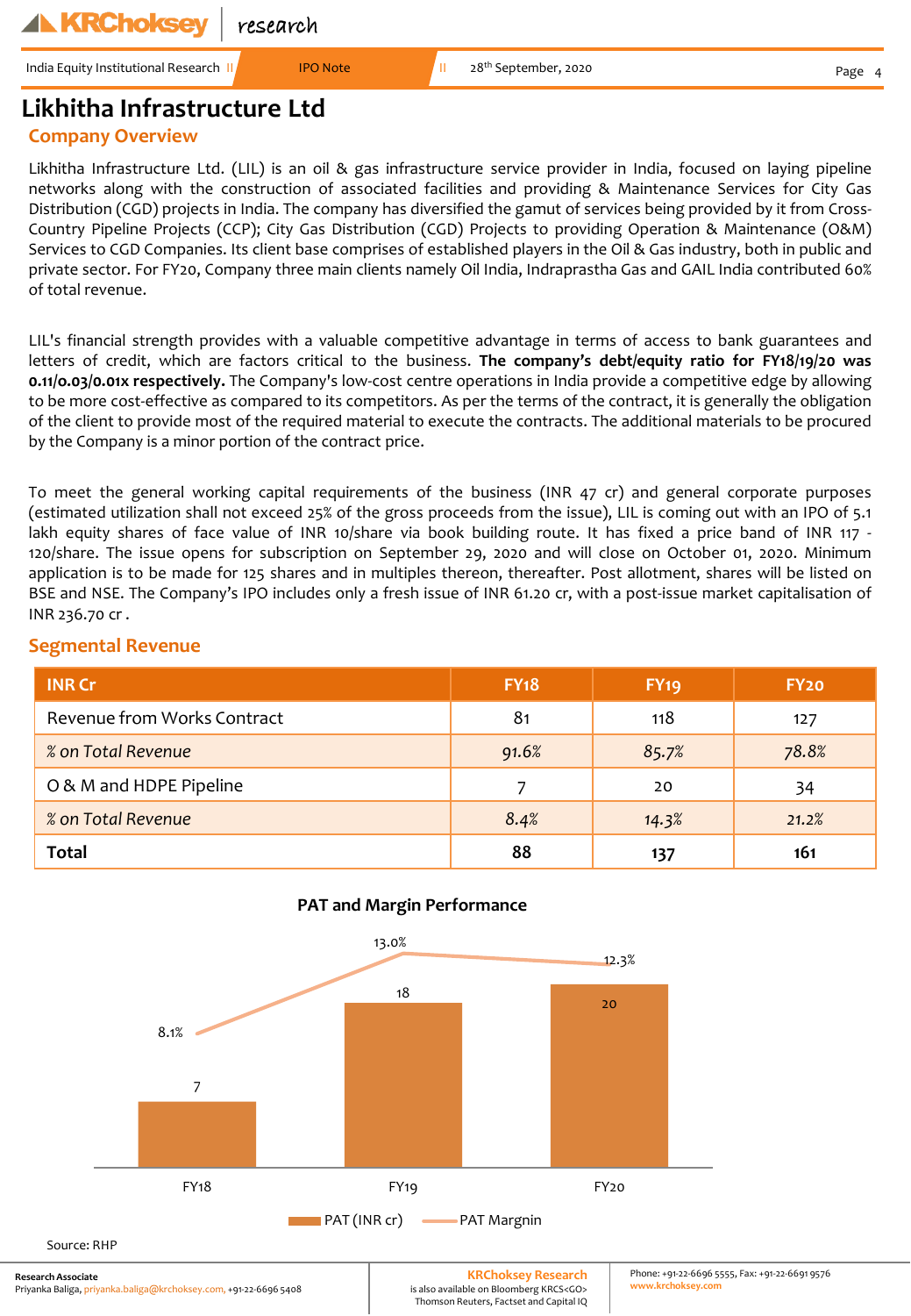# Likhitha Infrastructure Ltd

## Company Overview

Likhitha Infrastructure Ltd. (LIL) is an oil & gas infrastructure service provider in India, focused on laying pipeline networks along with the construction of associated facilities and providing & Maintenance Services for City Gas Distribution (CGD) projects in India. The company has diversified the gamut of services being provided by it from Cross-Country Pipeline Projects (CCP); City Gas Distribution (CGD) Projects to providing Operation & Maintenance (O&M) Services to CGD Companies. Its client base comprises of established players in the Oil & Gas industry, both in public and private sector. For FY20, Company three main clients namely Oil India, Indraprastha Gas and GAIL India contributed 60% of total revenue.

LIL's financial strength provides with a valuable competitive advantage in terms of access to bank guarantees and letters of credit, which are factors critical to the business. **The company's debt/equity ratio for FY18/19/20 was 0.11/0.03/0.01x respectively.** The Company's low-cost centre operations in India provide a competitive edge by allowing to be more cost-effective as compared to its competitors. As per the terms of the contract, it is generally the obligation of the client to provide most of the required material to execute the contracts. The additional materials to be procured by the Company is a minor portion of the contract price.

To meet the general working capital requirements of the business (INR 47 cr) and general corporate purposes (estimated utilization shall not exceed 25% of the gross proceeds from the issue), LIL is coming out with an IPO of 5.1 lakh equity shares of face value of INR 10/share via book building route. It has fixed a price band of INR 117 - 120/share. The issue opens for subscription on September 29, 2020 and will close on October 01, 2020. Minimum application is to be made for 125 shares and in multiples thereon, thereafter. Post allotment, shares will be listed on BSE and NSE. The Company's IPO includes only a fresh issue of INR 61.20 cr, with a post-issue market capitalisation of INR 236.70 cr .

## Segmental Revenue

| INR Cr | FY18 | FY19 | FY20 |
|---|---|---|---|
| Revenue from Works Contract | 81 | 118 | 127 |
| *% on Total Revenue* | *91.6%* | *85.7%* | *78.8%* |
| O & M and HDPE Pipeline | 7 | 20 | 34 |
| *% on Total Revenue* | *8.4%* | *14.3%* | *21.2%* |
| **Total** | **88** | **137** | **161** |

**PAT and Margin Performance**

| | FY18 | FY19 | FY20 |
|---|---|---|---|
| PAT (INR cr) | 7 | 18 | 20 |
| PAT Margnin | 8.1% | 13.0% | 12.3% |

Source: RHP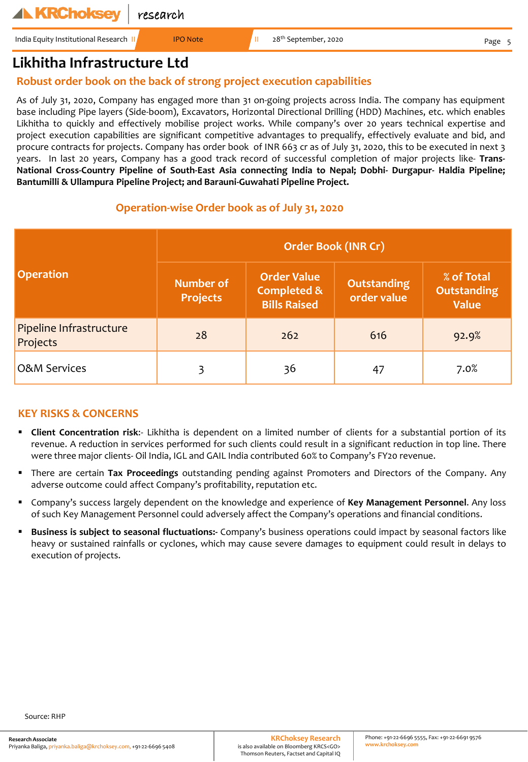# Likhitha Infrastructure Ltd

## Robust order book on the back of strong project execution capabilities

As of July 31, 2020, Company has engaged more than 31 on-going projects across India. The company has equipment base including Pipe layers (Side-boom), Excavators, Horizontal Directional Drilling (HDD) Machines, etc. which enables Likhitha to quickly and effectively mobilise project works. While company's over 20 years technical expertise and project execution capabilities are significant competitive advantages to prequalify, effectively evaluate and bid, and procure contracts for projects. Company has order book of INR 663 cr as of July 31, 2020, this to be executed in next 3 years. In last 20 years, Company has a good track record of successful completion of major projects like- **Trans-National Cross-Country Pipeline of South-East Asia connecting India to Nepal; Dobhi- Durgapur- Haldia Pipeline; Bantumilli & Ullampura Pipeline Project; and Barauni-Guwahati Pipeline Project.**

### Operation-wise Order book as of July 31, 2020

| Operation | Order Book (INR Cr) | | | |
|---|---|---|---|---|
| | Number of Projects | Order Value Completed & Bills Raised | Outstanding order value | % of Total Outstanding Value |
| Pipeline Infrastructure Projects | 28 | 262 | 616 | 92.9% |
| O&M Services | 3 | 36 | 47 | 7.0% |

## KEY RISKS & CONCERNS

- **Client Concentration risk**:- Likhitha is dependent on a limited number of clients for a substantial portion of its revenue. A reduction in services performed for such clients could result in a significant reduction in top line. There were three major clients- Oil India, IGL and GAIL India contributed 60% to Company's FY20 revenue.
- There are certain **Tax Proceedings** outstanding pending against Promoters and Directors of the Company. Any adverse outcome could affect Company's profitability, reputation etc.
- Company's success largely dependent on the knowledge and experience of **Key Management Personnel**. Any loss of such Key Management Personnel could adversely affect the Company's operations and financial conditions.
- **Business is subject to seasonal fluctuations:-** Company's business operations could impact by seasonal factors like heavy or sustained rainfalls or cyclones, which may cause severe damages to equipment could result in delays to execution of projects.

Source: RHP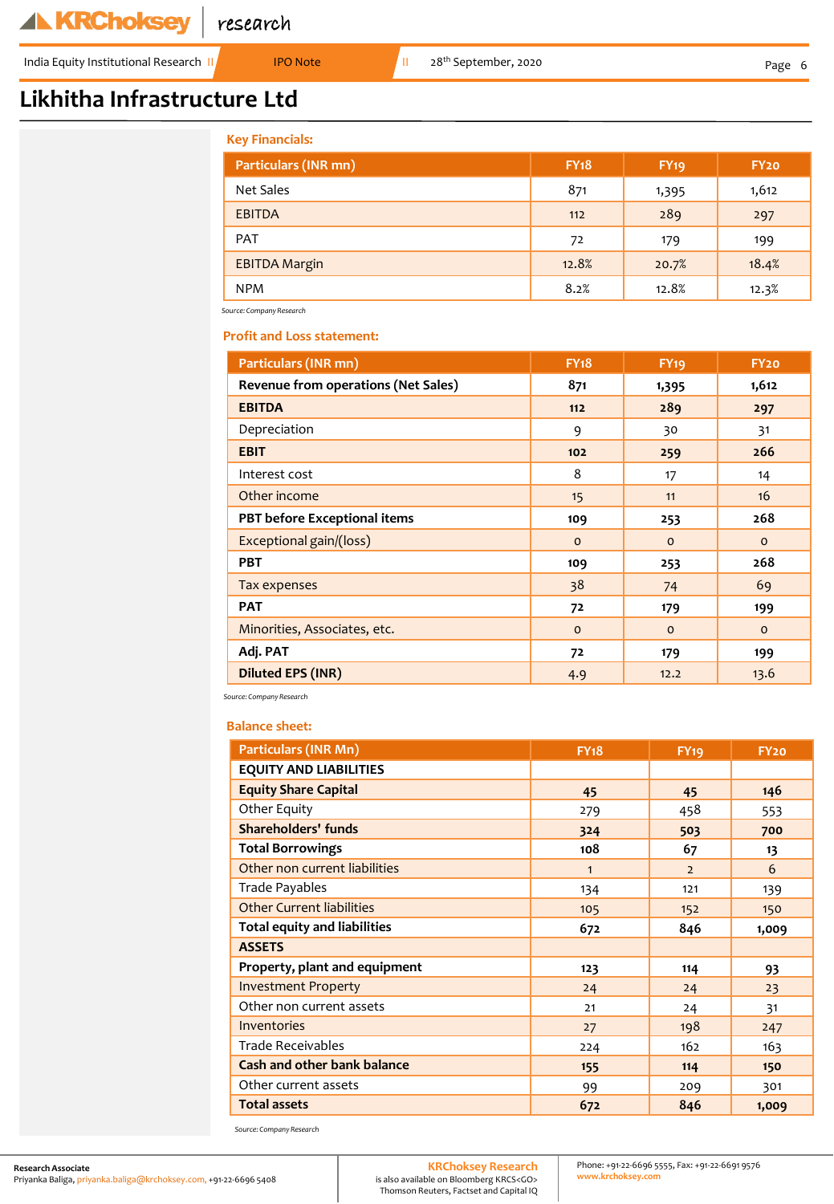# Likhitha Infrastructure Ltd

### Key Financials:

| Particulars (INR mn) | FY18 | FY19 | FY20 |
|---|---|---|---|
| Net Sales | 871 | 1,395 | 1,612 |
| EBITDA | 112 | 289 | 297 |
| PAT | 72 | 179 | 199 |
| EBITDA Margin | 12.8% | 20.7% | 18.4% |
| NPM | 8.2% | 12.8% | 12.3% |

*Source: Company Research*

### Profit and Loss statement:

| Particulars (INR mn) | FY18 | FY19 | FY20 |
|---|---|---|---|
| **Revenue from operations (Net Sales)** | **871** | **1,395** | **1,612** |
| **EBITDA** | **112** | **289** | **297** |
| Depreciation | 9 | 30 | 31 |
| **EBIT** | **102** | **259** | **266** |
| Interest cost | 8 | 17 | 14 |
| Other income | 15 | 11 | 16 |
| **PBT before Exceptional items** | **109** | **253** | **268** |
| Exceptional gain/(loss) | 0 | 0 | 0 |
| **PBT** | **109** | **253** | **268** |
| Tax expenses | 38 | 74 | 69 |
| **PAT** | **72** | **179** | **199** |
| Minorities, Associates, etc. | 0 | 0 | 0 |
| **Adj. PAT** | **72** | **179** | **199** |
| **Diluted EPS (INR)** | 4.9 | 12.2 | 13.6 |

*Source: Company Research*

### Balance sheet:

| Particulars (INR Mn) | FY18 | FY19 | FY20 |
|---|---|---|---|
| **EQUITY AND LIABILITIES** | | | |
| **Equity Share Capital** | **45** | **45** | **146** |
| Other Equity | 279 | 458 | 553 |
| **Shareholders' funds** | **324** | **503** | **700** |
| **Total Borrowings** | **108** | **67** | **13** |
| Other non current liabilities | 1 | 2 | 6 |
| Trade Payables | 134 | 121 | 139 |
| Other Current liabilities | 105 | 152 | 150 |
| **Total equity and liabilities** | **672** | **846** | **1,009** |
| **ASSETS** | | | |
| **Property, plant and equipment** | **123** | **114** | **93** |
| Investment Property | 24 | 24 | 23 |
| Other non current assets | 21 | 24 | 31 |
| Inventories | 27 | 198 | 247 |
| Trade Receivables | 224 | 162 | 163 |
| **Cash and other bank balance** | **155** | **114** | **150** |
| Other current assets | 99 | 209 | 301 |
| **Total assets** | **672** | **846** | **1,009** |

*Source: Company Research*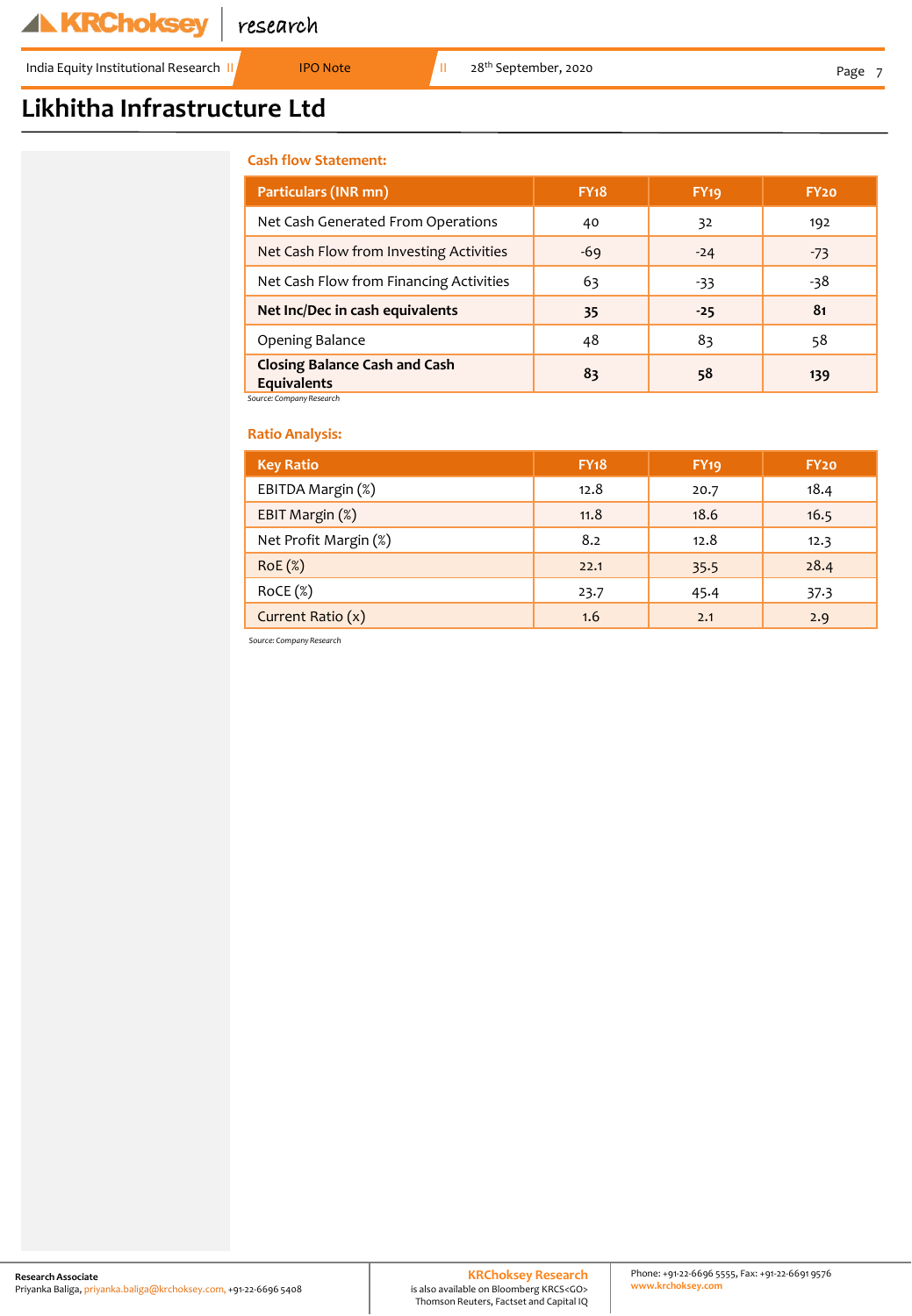### Cash flow Statement:

| Particulars (INR mn) | FY18 | FY19 | FY20 |
|---|---|---|---|
| Net Cash Generated From Operations | 40 | 32 | 192 |
| Net Cash Flow from Investing Activities | -69 | -24 | -73 |
| Net Cash Flow from Financing Activities | 63 | -33 | -38 |
| **Net Inc/Dec in cash equivalents** | **35** | **-25** | **81** |
| Opening Balance | 48 | 83 | 58 |
| **Closing Balance Cash and Cash Equivalents** | **83** | **58** | **139** |

*Source: Company Research*

### Ratio Analysis:

| Key Ratio | FY18 | FY19 | FY20 |
|---|---|---|---|
| EBITDA Margin (%) | 12.8 | 20.7 | 18.4 |
| EBIT Margin (%) | 11.8 | 18.6 | 16.5 |
| Net Profit Margin (%) | 8.2 | 12.8 | 12.3 |
| RoE (%) | 22.1 | 35.5 | 28.4 |
| RoCE (%) | 23.7 | 45.4 | 37.3 |
| Current Ratio (x) | 1.6 | 2.1 | 2.9 |

*Source: Company Research*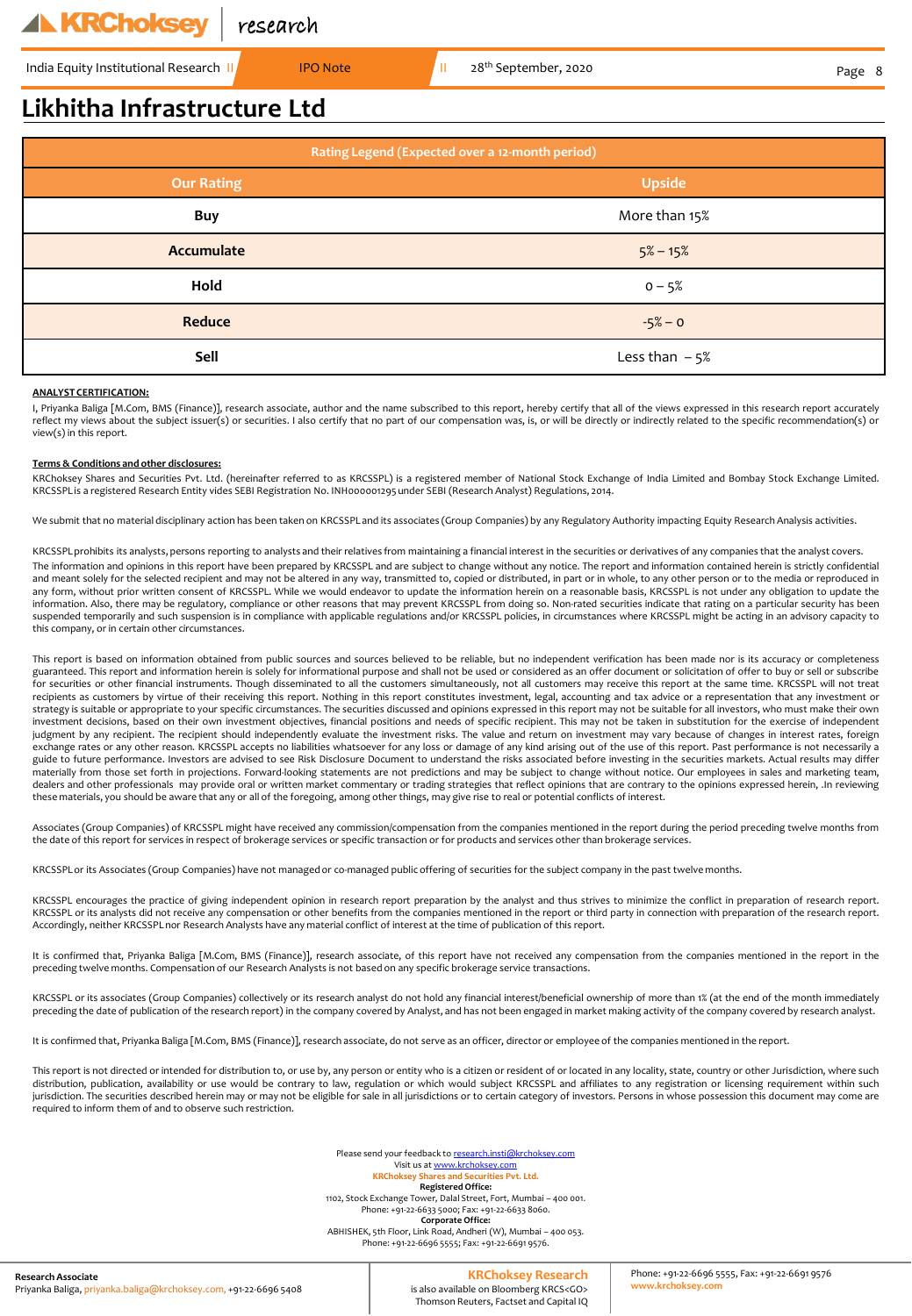# Likhitha Infrastructure Ltd

| Rating Legend (Expected over a 12-month period) | |
|---|---|
| **Our Rating** | **Upside** |
| **Buy** | More than 15% |
| **Accumulate** | 5% – 15% |
| **Hold** | 0 – 5% |
| **Reduce** | -5% – 0 |
| **Sell** | Less than – 5% |

**ANALYST CERTIFICATION:**

I, Priyanka Baliga [M.Com, BMS (Finance)], research associate, author and the name subscribed to this report, hereby certify that all of the views expressed in this research report accurately reflect my views about the subject issuer(s) or securities. I also certify that no part of our compensation was, is, or will be directly or indirectly related to the specific recommendation(s) or view(s) in this report.

**Terms & Conditions and other disclosures:**

KRChoksey Shares and Securities Pvt. Ltd. (hereinafter referred to as KRCSSPL) is a registered member of National Stock Exchange of India Limited and Bombay Stock Exchange Limited. KRCSSPL is a registered Research Entity vides SEBI Registration No. INH000001295 under SEBI (Research Analyst) Regulations, 2014.

We submit that no material disciplinary action has been taken on KRCSSPL and its associates (Group Companies) by any Regulatory Authority impacting Equity Research Analysis activities.

KRCSSPL prohibits its analysts, persons reporting to analysts and their relatives from maintaining a financial interest in the securities or derivatives of any companies that the analyst covers.

The information and opinions in this report have been prepared by KRCSSPL and are subject to change without any notice. The report and information contained herein is strictly confidential and meant solely for the selected recipient and may not be altered in any way, transmitted to, copied or distributed, in part or in whole, to any other person or to the media or reproduced in any form, without prior written consent of KRCSSPL. While we would endeavor to update the information herein on a reasonable basis, KRCSSPL is not under any obligation to update the information. Also, there may be regulatory, compliance or other reasons that may prevent KRCSSPL from doing so. Non-rated securities indicate that rating on a particular security has been suspended temporarily and such suspension is in compliance with applicable regulations and/or KRCSSPL policies, in circumstances where KRCSSPL might be acting in an advisory capacity to this company, or in certain other circumstances.

This report is based on information obtained from public sources and sources believed to be reliable, but no independent verification has been made nor is its accuracy or completeness guaranteed. This report and information herein is solely for informational purpose and shall not be used or considered as an offer document or solicitation of offer to buy or sell or subscribe for securities or other financial instruments. Though disseminated to all the customers simultaneously, not all customers may receive this report at the same time. KRCSSPL will not treat recipients as customers by virtue of their receiving this report. Nothing in this report constitutes investment, legal, accounting and tax advice or a representation that any investment or strategy is suitable or appropriate to your specific circumstances. The securities discussed and opinions expressed in this report may not be suitable for all investors, who must make their own investment decisions, based on their own investment objectives, financial positions and needs of specific recipient. This may not be taken in substitution for the exercise of independent judgment by any recipient. The recipient should independently evaluate the investment risks. The value and return on investment may vary because of changes in interest rates, foreign exchange rates or any other reason. KRCSSPL accepts no liabilities whatsoever for any loss or damage of any kind arising out of the use of this report. Past performance is not necessarily a guide to future performance. Investors are advised to see Risk Disclosure Document to understand the risks associated before investing in the securities markets. Actual results may differ materially from those set forth in projections. Forward-looking statements are not predictions and may be subject to change without notice. Our employees in sales and marketing team, dealers and other professionals may provide oral or written market commentary or trading strategies that reflect opinions that are contrary to the opinions expressed herein, .In reviewing these materials, you should be aware that any or all of the foregoing, among other things, may give rise to real or potential conflicts of interest.

Associates (Group Companies) of KRCSSPL might have received any commission/compensation from the companies mentioned in the report during the period preceding twelve months from the date of this report for services in respect of brokerage services or specific transaction or for products and services other than brokerage services.

KRCSSPL or its Associates (Group Companies) have not managed or co-managed public offering of securities for the subject company in the past twelve months.

KRCSSPL encourages the practice of giving independent opinion in research report preparation by the analyst and thus strives to minimize the conflict in preparation of research report. KRCSSPL or its analysts did not receive any compensation or other benefits from the companies mentioned in the report or third party in connection with preparation of the research report. Accordingly, neither KRCSSPL nor Research Analysts have any material conflict of interest at the time of publication of this report.

It is confirmed that, Priyanka Baliga [M.Com, BMS (Finance)], research associate, of this report have not received any compensation from the companies mentioned in the report in the preceding twelve months. Compensation of our Research Analysts is not based on any specific brokerage service transactions.

KRCSSPL or its associates (Group Companies) collectively or its research analyst do not hold any financial interest/beneficial ownership of more than 1% (at the end of the month immediately preceding the date of publication of the research report) in the company covered by Analyst, and has not been engaged in market making activity of the company covered by research analyst.

It is confirmed that, Priyanka Baliga [M.Com, BMS (Finance)], research associate, do not serve as an officer, director or employee of the companies mentioned in the report.

This report is not directed or intended for distribution to, or use by, any person or entity who is a citizen or resident of or located in any locality, state, country or other Jurisdiction, where such distribution, publication, availability or use would be contrary to law, regulation or which would subject KRCSSPL and affiliates to any registration or licensing requirement within such jurisdiction. The securities described herein may or may not be eligible for sale in all jurisdictions or to certain category of investors. Persons in whose possession this document may come are required to inform them of and to observe such restriction.

Please send your feedback to research.insti@krchoksey.com
Visit us at www.krchoksey.com
**KRChoksey Shares and Securities Pvt. Ltd.**
**Registered Office:**
1102, Stock Exchange Tower, Dalal Street, Fort, Mumbai – 400 001.
Phone: +91-22-6633 5000; Fax: +91-22-6633 8060.
**Corporate Office:**
ABHISHEK, 5th Floor, Link Road, Andheri (W), Mumbai – 400 053.
Phone: +91-22-6696 5555; Fax: +91-22-6691 9576.

**Research Associate**
Priyanka Baliga, priyanka.baliga@krchoksey.com, +91-22-6696 5408

**KRChoksey Research**
is also available on Bloomberg KRCS<GO>
Thomson Reuters, Factset and Capital IQ

Phone: +91-22-6696 5555, Fax: +91-22-6691 9576
www.krchoksey.com